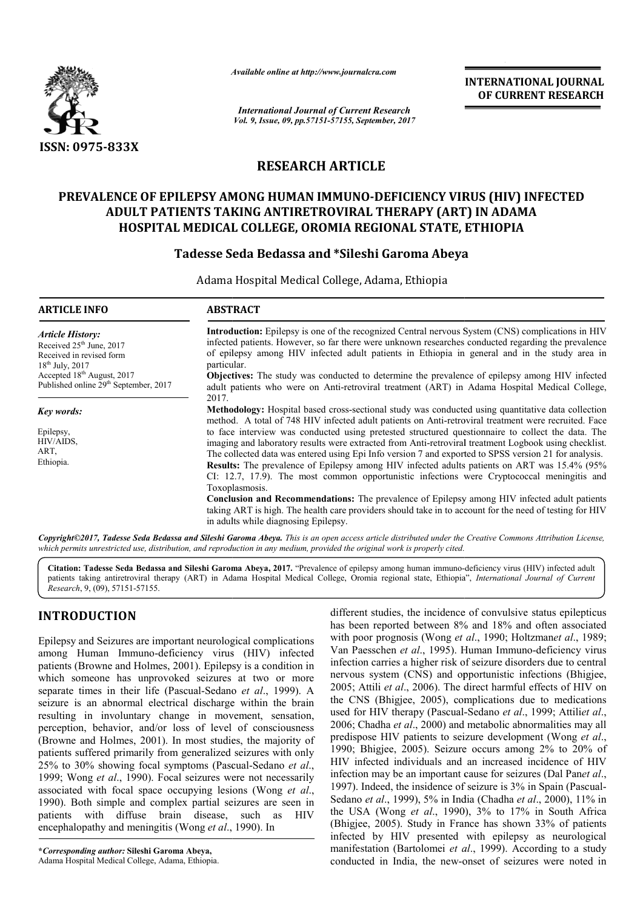*Available online at http://www.journalcra.com*

*International Journal of Current Research*
*Vol. 9, Issue, 09, pp.57151-57155, September, 2017*

**INTERNATIONAL JOURNAL OF CURRENT RESEARCH**

ISSN: 0975-833X

# RESEARCH ARTICLE

# PREVALENCE OF EPILEPSY AMONG HUMAN IMMUNO-DEFICIENCY VIRUS (HIV) INFECTED ADULT PATIENTS TAKING ANTIRETROVIRAL THERAPY (ART) IN ADAMA HOSPITAL MEDICAL COLLEGE, OROMIA REGIONAL STATE, ETHIOPIA

**Tadesse Seda Bedassa and \*Sileshi Garoma Abeya**

Adama Hospital Medical College, Adama, Ethiopia

## ARTICLE INFO

*Article History:*
Received 25th June, 2017
Received in revised form
18th July, 2017
Accepted 18th August, 2017
Published online 29th September, 2017

*Key words:*

Epilepsy,
HIV/AIDS,
ART,
Ethiopia.

## ABSTRACT

**Introduction:** Epilepsy is one of the recognized Central nervous System (CNS) complications in HIV infected patients. However, so far there were unknown researches conducted regarding the prevalence of epilepsy among HIV infected adult patients in Ethiopia in general and in the study area in particular.

**Objectives:** The study was conducted to determine the prevalence of epilepsy among HIV infected adult patients who were on Anti-retroviral treatment (ART) in Adama Hospital Medical College, 2017.

**Methodology:** Hospital based cross-sectional study was conducted using quantitative data collection method. A total of 748 HIV infected adult patients on Anti-retroviral treatment were recruited. Face to face interview was conducted using pretested structured questionnaire to collect the data. The imaging and laboratory results were extracted from Anti-retroviral treatment Logbook using checklist. The collected data was entered using Epi Info version 7 and exported to SPSS version 21 for analysis.

**Results:** The prevalence of Epilepsy among HIV infected adults patients on ART was 15.4% (95% CI: 12.7, 17.9). The most common opportunistic infections were Cryptococcal meningitis and Toxoplasmosis.

**Conclusion and Recommendations:** The prevalence of Epilepsy among HIV infected adult patients taking ART is high. The health care providers should take in to account for the need of testing for HIV in adults while diagnosing Epilepsy.

***Copyright©2017, Tadesse Seda Bedassa and Sileshi Garoma Abeya.*** *This is an open access article distributed under the Creative Commons Attribution License, which permits unrestricted use, distribution, and reproduction in any medium, provided the original work is properly cited.*

**Citation: Tadesse Seda Bedassa and Sileshi Garoma Abeya, 2017.** "Prevalence of epilepsy among human immuno-deficiency virus (HIV) infected adult patients taking antiretroviral therapy (ART) in Adama Hospital Medical College, Oromia regional state, Ethiopia", *International Journal of Current Research*, 9, (09), 57151-57155.

## INTRODUCTION

Epilepsy and Seizures are important neurological complications among Human Immuno-deficiency virus (HIV) infected patients (Browne and Holmes, 2001). Epilepsy is a condition in which someone has unprovoked seizures at two or more separate times in their life (Pascual-Sedano *et al*., 1999). A seizure is an abnormal electrical discharge within the brain resulting in involuntary change in movement, sensation, perception, behavior, and/or loss of level of consciousness (Browne and Holmes, 2001). In most studies, the majority of patients suffered primarily from generalized seizures with only 25% to 30% showing focal symptoms (Pascual-Sedano *et al*., 1999; Wong *et al*., 1990). Focal seizures were not necessarily associated with focal space occupying lesions (Wong *et al*., 1990). Both simple and complex partial seizures are seen in patients with diffuse brain disease, such as HIV encephalopathy and meningitis (Wong *et al*., 1990). In different studies, the incidence of convulsive status epilepticus has been reported between 8% and 18% and often associated with poor prognosis (Wong *et al*., 1990; Holtzman*et al*., 1989; Van Paesschen *et al*., 1995). Human Immuno-deficiency virus infection carries a higher risk of seizure disorders due to central nervous system (CNS) and opportunistic infections (Bhigjee, 2005; Attili *et al*., 2006). The direct harmful effects of HIV on the CNS (Bhigjee, 2005), complications due to medications used for HIV therapy (Pascual-Sedano *et al*., 1999; Attili*et al*., 2006; Chadha *et al*., 2000) and metabolic abnormalities may all predispose HIV patients to seizure development (Wong *et al*., 1990; Bhigjee, 2005). Seizure occurs among 2% to 20% of HIV infected individuals and an increased incidence of HIV infection may be an important cause for seizures (Dal Pan*et al*., 1997). Indeed, the insidence of seizure is 3% in Spain (Pascual-Sedano *et al*., 1999), 5% in India (Chadha *et al*., 2000), 11% in the USA (Wong *et al*., 1990), 3% to 17% in South Africa (Bhigjee, 2005). Study in France has shown 33% of patients infected by HIV presented with epilepsy as neurological manifestation (Bartolomei *et al*., 1999). According to a study conducted in India, the new-onset of seizures were noted in

**\*Corresponding author: Sileshi Garoma Abeya,**
Adama Hospital Medical College, Adama, Ethiopia.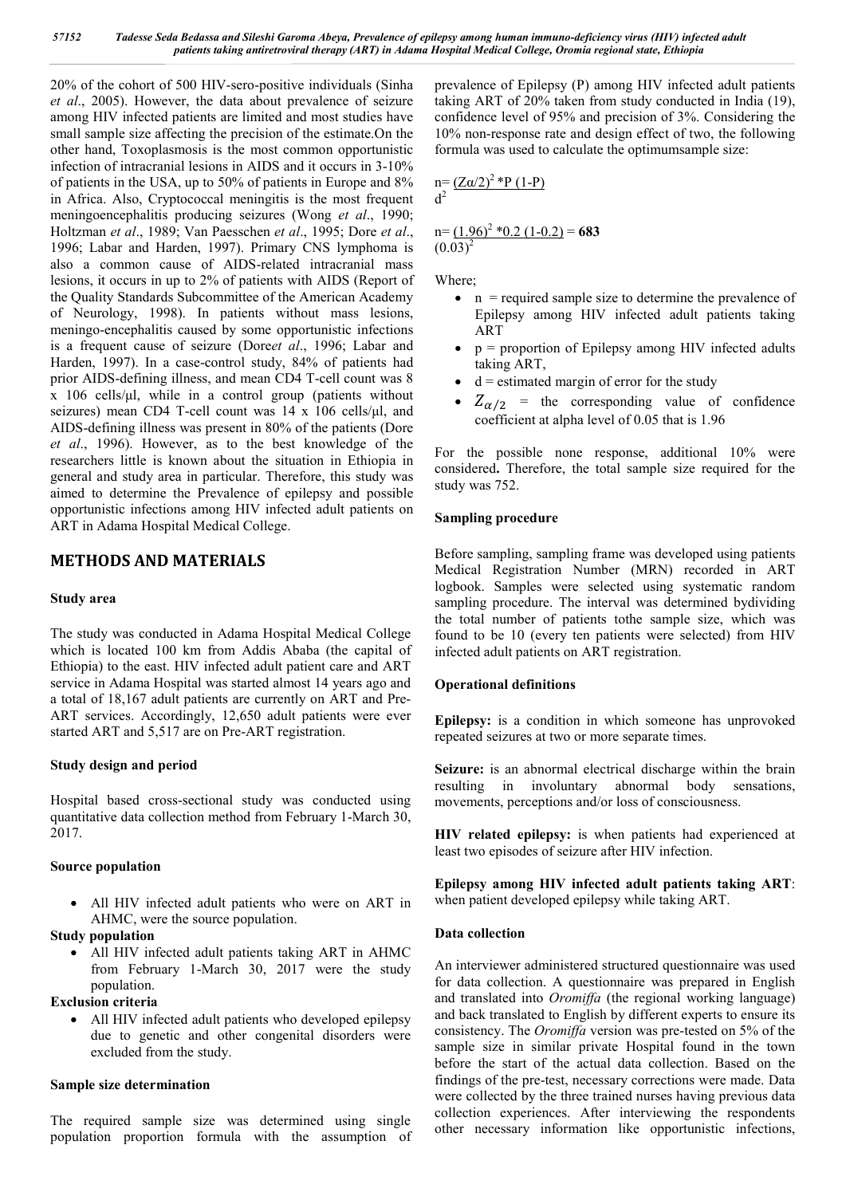20% of the cohort of 500 HIV-sero-positive individuals (Sinha *et al*., 2005). However, the data about prevalence of seizure among HIV infected patients are limited and most studies have small sample size affecting the precision of the estimate.On the other hand, Toxoplasmosis is the most common opportunistic infection of intracranial lesions in AIDS and it occurs in 3-10% of patients in the USA, up to 50% of patients in Europe and 8% in Africa. Also, Cryptococcal meningitis is the most frequent meningoencephalitis producing seizures (Wong *et al*., 1990; Holtzman *et al*., 1989; Van Paesschen *et al*., 1995; Dore *et al*., 1996; Labar and Harden, 1997). Primary CNS lymphoma is also a common cause of AIDS-related intracranial mass lesions, it occurs in up to 2% of patients with AIDS (Report of the Quality Standards Subcommittee of the American Academy of Neurology, 1998). In patients without mass lesions, meningo-encephalitis caused by some opportunistic infections is a frequent cause of seizure (Dore*et al*., 1996; Labar and Harden, 1997). In a case-control study, 84% of patients had prior AIDS-defining illness, and mean CD4 T-cell count was 8 x 106 cells/µl, while in a control group (patients without seizures) mean CD4 T-cell count was 14 x 106 cells/µl, and AIDS-defining illness was present in 80% of the patients (Dore *et al*., 1996). However, as to the best knowledge of the researchers little is known about the situation in Ethiopia in general and study area in particular. Therefore, this study was aimed to determine the Prevalence of epilepsy and possible opportunistic infections among HIV infected adult patients on ART in Adama Hospital Medical College.

## METHODS AND MATERIALS

### Study area

The study was conducted in Adama Hospital Medical College which is located 100 km from Addis Ababa (the capital of Ethiopia) to the east. HIV infected adult patient care and ART service in Adama Hospital was started almost 14 years ago and a total of 18,167 adult patients are currently on ART and Pre-ART services. Accordingly, 12,650 adult patients were ever started ART and 5,517 are on Pre-ART registration.

### Study design and period

Hospital based cross-sectional study was conducted using quantitative data collection method from February 1-March 30, 2017.

### Source population

- All HIV infected adult patients who were on ART in AHMC, were the source population.

### Study population

- All HIV infected adult patients taking ART in AHMC from February 1-March 30, 2017 were the study population.

### Exclusion criteria

- All HIV infected adult patients who developed epilepsy due to genetic and other congenital disorders were excluded from the study.

### Sample size determination

The required sample size was determined using single population proportion formula with the assumption of prevalence of Epilepsy (P) among HIV infected adult patients taking ART of 20% taken from study conducted in India (19), confidence level of 95% and precision of 3%. Considering the 10% non-response rate and design effect of two, the following formula was used to calculate the optimumsample size:

$$n = \frac{(Z\alpha/2)^2 * P(1-P)}{d^2}$$

$$n = \frac{(1.96)^2 * 0.2(1-0.2)}{(0.03)^2} = \mathbf{683}$$

Where;

- n = required sample size to determine the prevalence of Epilepsy among HIV infected adult patients taking ART
- p = proportion of Epilepsy among HIV infected adults taking ART,
- d = estimated margin of error for the study
- $Z_{\alpha/2}$ = the corresponding value of confidence coefficient at alpha level of 0.05 that is 1.96

For the possible none response, additional 10% were considered**.** Therefore, the total sample size required for the study was 752.

### Sampling procedure

Before sampling, sampling frame was developed using patients Medical Registration Number (MRN) recorded in ART logbook. Samples were selected using systematic random sampling procedure. The interval was determined bydividing the total number of patients tothe sample size, which was found to be 10 (every ten patients were selected) from HIV infected adult patients on ART registration.

### Operational definitions

**Epilepsy:** is a condition in which someone has unprovoked repeated seizures at two or more separate times.

**Seizure:** is an abnormal electrical discharge within the brain resulting in involuntary abnormal body sensations, movements, perceptions and/or loss of consciousness.

**HIV related epilepsy:** is when patients had experienced at least two episodes of seizure after HIV infection.

**Epilepsy among HIV infected adult patients taking ART**: when patient developed epilepsy while taking ART.

### Data collection

An interviewer administered structured questionnaire was used for data collection. A questionnaire was prepared in English and translated into *Oromiffa* (the regional working language) and back translated to English by different experts to ensure its consistency. The *Oromiffa* version was pre-tested on 5% of the sample size in similar private Hospital found in the town before the start of the actual data collection. Based on the findings of the pre-test, necessary corrections were made. Data were collected by the three trained nurses having previous data collection experiences. After interviewing the respondents other necessary information like opportunistic infections,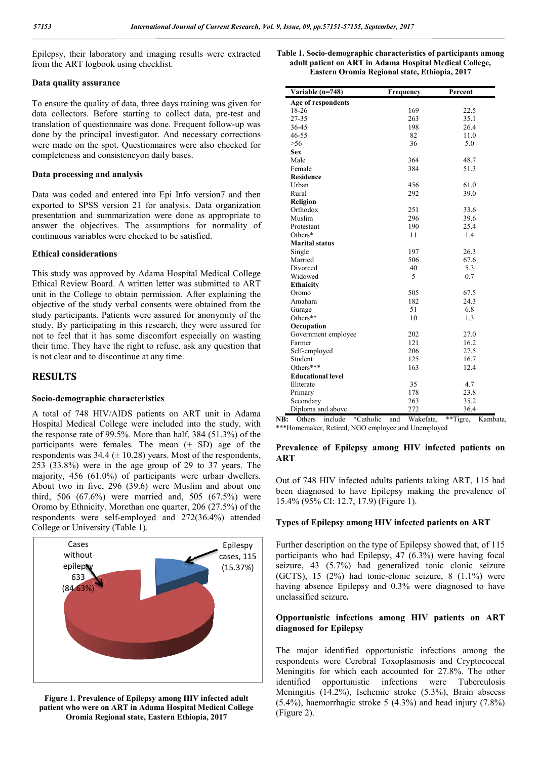Epilepsy, their laboratory and imaging results were extracted from the ART logbook using checklist.

### Data quality assurance

To ensure the quality of data, three days training was given for data collectors. Before starting to collect data, pre-test and translation of questionnaire was done. Frequent follow-up was done by the principal investigator. And necessary corrections were made on the spot. Questionnaires were also checked for completeness and consistencyon daily bases.

### Data processing and analysis

Data was coded and entered into Epi Info version7 and then exported to SPSS version 21 for analysis. Data organization presentation and summarization were done as appropriate to answer the objectives. The assumptions for normality of continuous variables were checked to be satisfied.

### Ethical considerations

This study was approved by Adama Hospital Medical College Ethical Review Board. A written letter was submitted to ART unit in the College to obtain permission. After explaining the objective of the study verbal consents were obtained from the study participants. Patients were assured for anonymity of the study. By participating in this research, they were assured for not to feel that it has some discomfort especially on wasting their time. They have the right to refuse, ask any question that is not clear and to discontinue at any time.

## RESULTS

### Socio-demographic characteristics

A total of 748 HIV/AIDS patients on ART unit in Adama Hospital Medical College were included into the study, with the response rate of 99.5%. More than half, 384 (51.3%) of the participants were females. The mean (± SD) age of the respondents was 34.4 (± 10.28) years. Most of the respondents, 253 (33.8%) were in the age group of 29 to 37 years. The majority, 456 (61.0%) of participants were urban dwellers. About two in five, 296 (39.6) were Muslim and about one third, 506 (67.6%) were married and, 505 (67.5%) were Oromo by Ethnicity. Morethan one quarter, 206 (27.5%) of the respondents were self-employed and 272(36.4%) attended College or University (Table 1).

Cases without epilepsy 633 (84.63%)

Epilepsy cases, 115 (15.37%)

**Figure 1. Prevalence of Epilepsy among HIV infected adult patient who were on ART in Adama Hospital Medical College Oromia Regional state, Eastern Ethiopia, 2017**

**Table 1. Socio-demographic characteristics of participants among adult patient on ART in Adama Hospital Medical College, Eastern Oromia Regional state, Ethiopia, 2017**

| Variable (n=748) | Frequency | Percent |
|---|---|---|
| **Age of respondents** | | |
| 18-26 | 169 | 22.5 |
| 27-35 | 263 | 35.1 |
| 36-45 | 198 | 26.4 |
| 46-55 | 82 | 11.0 |
| >56 | 36 | 5.0 |
| **Sex** | | |
| Male | 364 | 48.7 |
| Female | 384 | 51.3 |
| **Residence** | | |
| Urban | 456 | 61.0 |
| Rural | 292 | 39.0 |
| **Religion** | | |
| Orthodox | 251 | 33.6 |
| Muslim | 296 | 39.6 |
| Protestant | 190 | 25.4 |
| Others* | 11 | 1.4 |
| **Marital status** | | |
| Single | 197 | 26.3 |
| Married | 506 | 67.6 |
| Divorced | 40 | 5.3 |
| Widowed | 5 | 0.7 |
| **Ethnicity** | | |
| Oromo | 505 | 67.5 |
| Amahara | 182 | 24.3 |
| Gurage | 51 | 6.8 |
| Others** | 10 | 1.3 |
| **Occupation** | | |
| Government employee | 202 | 27.0 |
| Farmer | 121 | 16.2 |
| Self-employed | 206 | 27.5 |
| Student | 125 | 16.7 |
| Others*** | 163 | 12.4 |
| **Educational level** | | |
| Illiterate | 35 | 4.7 |
| Primary | 178 | 23.8 |
| Secondary | 263 | 35.2 |
| Diploma and above | 272 | 36.4 |

**NB:** Others include *Catholic and Wakefata, **Tigre, Kambata, ***Homemaker, Retired, NGO employee and Unemployed

### Prevalence of Epilepsy among HIV infected patients on ART

Out of 748 HIV infected adults patients taking ART, 115 had been diagnosed to have Epilepsy making the prevalence of 15.4% (95% CI: 12.7, 17.9) (Figure 1).

### Types of Epilepsy among HIV infected patients on ART

Further description on the type of Epilepsy showed that, of 115 participants who had Epilepsy, 47 (6.3%) were having focal seizure, 43 (5.7%) had generalized tonic clonic seizure (GCTS), 15 (2%) had tonic-clonic seizure, 8 (1.1%) were having absence Epilepsy and 0.3% were diagnosed to have unclassified seizure**.**

### Opportunistic infections among HIV patients on ART diagnosed for Epilepsy

The major identified opportunistic infections among the respondents were Cerebral Toxoplasmosis and Cryptococcal Meningitis for which each accounted for 27.8%. The other identified opportunistic infections were Tuberculosis Meningitis (14.2%), Ischemic stroke (5.3%), Brain abscess (5.4%), haemorrhagic stroke 5 (4.3%) and head injury (7.8%) (Figure 2).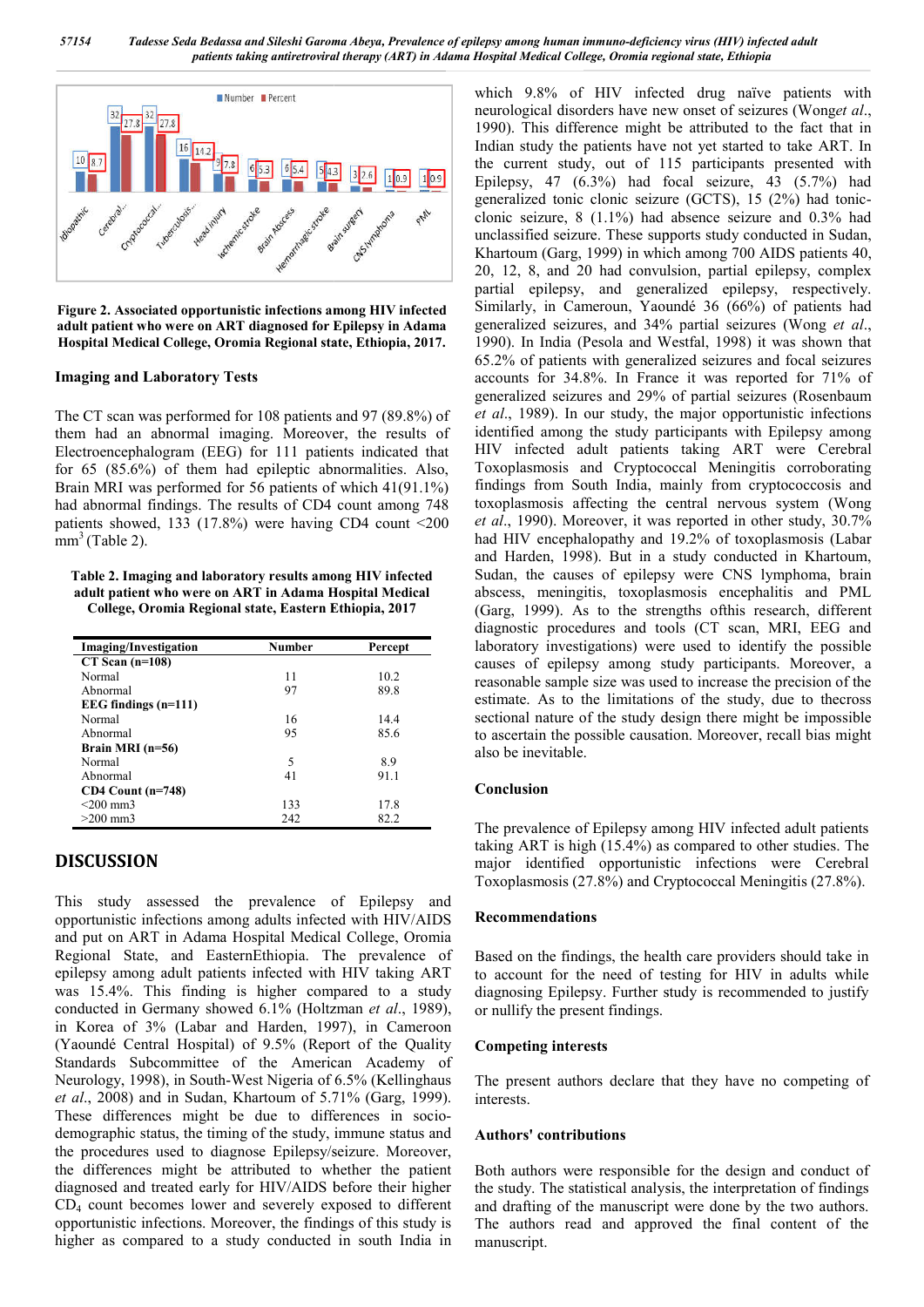**Figure 2. Associated opportunistic infections among HIV infected adult patient who were on ART diagnosed for Epilepsy in Adama Hospital Medical College, Oromia Regional state, Ethiopia, 2017.**

### Imaging and Laboratory Tests

The CT scan was performed for 108 patients and 97 (89.8%) of them had an abnormal imaging. Moreover, the results of Electroencephalogram (EEG) for 111 patients indicated that for 65 (85.6%) of them had epileptic abnormalities. Also, Brain MRI was performed for 56 patients of which 41(91.1%) had abnormal findings. The results of CD4 count among 748 patients showed, 133 (17.8%) were having CD4 count <200 $mm^3$ (Table 2).

**Table 2. Imaging and laboratory results among HIV infected adult patient who were on ART in Adama Hospital Medical College, Oromia Regional state, Eastern Ethiopia, 2017**

| Imaging/Investigation | Number | Percept |
|---|---|---|
| **CT Scan (n=108)** | | |
| Normal | 11 | 10.2 |
| Abnormal | 97 | 89.8 |
| **EEG findings (n=111)** | | |
| Normal | 16 | 14.4 |
| Abnormal | 95 | 85.6 |
| **Brain MRI (n=56)** | | |
| Normal | 5 | 8.9 |
| Abnormal | 41 | 91.1 |
| **CD4 Count (n=748)** | | |
| <200 mm3 | 133 | 17.8 |
| >200 mm3 | 242 | 82.2 |

## DISCUSSION

This study assessed the prevalence of Epilepsy and opportunistic infections among adults infected with HIV/AIDS and put on ART in Adama Hospital Medical College, Oromia Regional State, and EasternEthiopia. The prevalence of epilepsy among adult patients infected with HIV taking ART was 15.4%. This finding is higher compared to a study conducted in Germany showed 6.1% (Holtzman *et al*., 1989), in Korea of 3% (Labar and Harden, 1997), in Cameroon (Yaoundé Central Hospital) of 9.5% (Report of the Quality Standards Subcommittee of the American Academy of Neurology, 1998), in South-West Nigeria of 6.5% (Kellinghaus *et al*., 2008) and in Sudan, Khartoum of 5.71% (Garg, 1999). These differences might be due to differences in socio-demographic status, the timing of the study, immune status and the procedures used to diagnose Epilepsy/seizure. Moreover, the differences might be attributed to whether the patient diagnosed and treated early for HIV/AIDS before their higher $CD_4$ count becomes lower and severely exposed to different opportunistic infections. Moreover, the findings of this study is higher as compared to a study conducted in south India in which 9.8% of HIV infected drug naïve patients with neurological disorders have new onset of seizures (Wong*et al*., 1990). This difference might be attributed to the fact that in Indian study the patients have not yet started to take ART. In the current study, out of 115 participants presented with Epilepsy, 47 (6.3%) had focal seizure, 43 (5.7%) had generalized tonic clonic seizure (GCTS), 15 (2%) had tonic-clonic seizure, 8 (1.1%) had absence seizure and 0.3% had unclassified seizure. These supports study conducted in Sudan, Khartoum (Garg, 1999) in which among 700 AIDS patients 40, 20, 12, 8, and 20 had convulsion, partial epilepsy, complex partial epilepsy, and generalized epilepsy, respectively. Similarly, in Cameroun, Yaoundé 36 (66%) of patients had generalized seizures, and 34% partial seizures (Wong *et al*., 1990). In India (Pesola and Westfal, 1998) it was shown that 65.2% of patients with generalized seizures and focal seizures accounts for 34.8%. In France it was reported for 71% of generalized seizures and 29% of partial seizures (Rosenbaum *et al*., 1989). In our study, the major opportunistic infections identified among the study participants with Epilepsy among HIV infected adult patients taking ART were Cerebral Toxoplasmosis and Cryptococcal Meningitis corroborating findings from South India, mainly from cryptococcosis and toxoplasmosis affecting the central nervous system (Wong *et al*., 1990). Moreover, it was reported in other study, 30.7% had HIV encephalopathy and 19.2% of toxoplasmosis (Labar and Harden, 1998). But in a study conducted in Khartoum, Sudan, the causes of epilepsy were CNS lymphoma, brain abscess, meningitis, toxoplasmosis, encephalitis and PML (Garg, 1999). As to the strengths ofthis research, different diagnostic procedures and tools (CT scan, MRI, EEG and laboratory investigations) were used to identify the possible causes of epilepsy among study participants. Moreover, a reasonable sample size was used to increase the precision of the estimate. As to the limitations of the study, due to thecross sectional nature of the study design there might be impossible to ascertain the possible causation. Moreover, recall bias might also be inevitable.

### Conclusion

The prevalence of Epilepsy among HIV infected adult patients taking ART is high (15.4%) as compared to other studies. The major identified opportunistic infections were Cerebral Toxoplasmosis (27.8%) and Cryptococcal Meningitis (27.8%).

### Recommendations

Based on the findings, the health care providers should take in to account for the need of testing for HIV in adults while diagnosing Epilepsy. Further study is recommended to justify or nullify the present findings.

### Competing interests

The present authors declare that they have no competing of interests.

### Authors' contributions

Both authors were responsible for the design and conduct of the study. The statistical analysis, the interpretation of findings and drafting of the manuscript were done by the two authors. The authors read and approved the final content of the manuscript.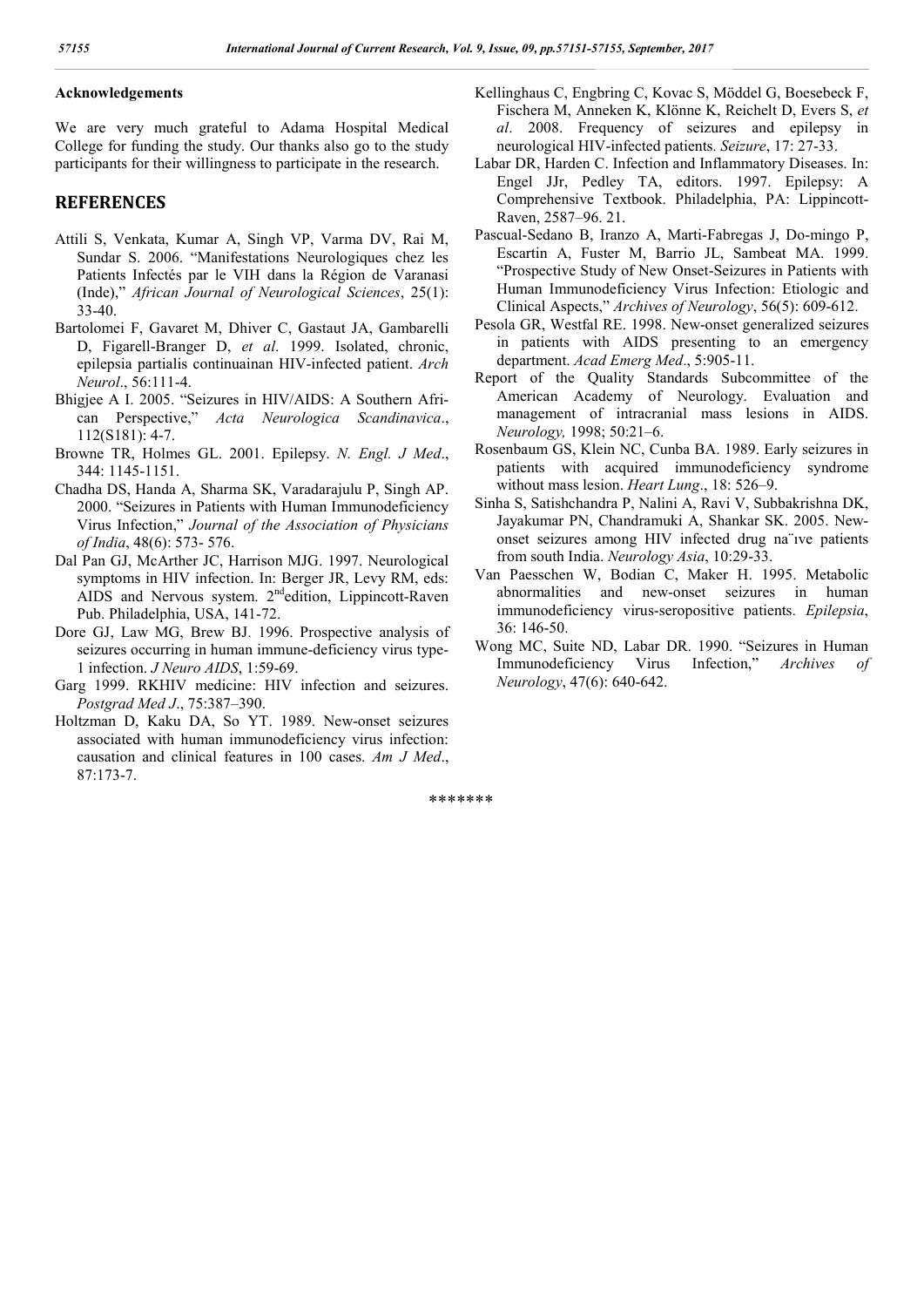**Acknowledgements**

We are very much grateful to Adama Hospital Medical College for funding the study. Our thanks also go to the study participants for their willingness to participate in the research.

## REFERENCES

Attili S, Venkata, Kumar A, Singh VP, Varma DV, Rai M, Sundar S. 2006. "Manifestations Neurologiques chez les Patients Infectés par le VIH dans la Région de Varanasi (Inde)," *African Journal of Neurological Sciences*, 25(1): 33-40.

Bartolomei F, Gavaret M, Dhiver C, Gastaut JA, Gambarelli D, Figarell-Branger D, *et al*. 1999. Isolated, chronic, epilepsia partialis continuainan HIV-infected patient. *Arch Neurol*., 56:111-4.

Bhigjee A I. 2005. "Seizures in HIV/AIDS: A Southern African Perspective," *Acta Neurologica Scandinavica*., 112(S181): 4-7.

Browne TR, Holmes GL. 2001. Epilepsy. *N. Engl. J Med*., 344: 1145-1151.

Chadha DS, Handa A, Sharma SK, Varadarajulu P, Singh AP. 2000. "Seizures in Patients with Human Immunodeficiency Virus Infection," *Journal of the Association of Physicians of India*, 48(6): 573- 576.

Dal Pan GJ, McArther JC, Harrison MJG. 1997. Neurological symptoms in HIV infection. In: Berger JR, Levy RM, eds: AIDS and Nervous system. 2ndedition, Lippincott-Raven Pub. Philadelphia, USA, 141-72.

Dore GJ, Law MG, Brew BJ. 1996. Prospective analysis of seizures occurring in human immune-deficiency virus type-1 infection. *J Neuro AIDS*, 1:59-69.

Garg 1999. RKHIV medicine: HIV infection and seizures. *Postgrad Med J*., 75:387–390.

Holtzman D, Kaku DA, So YT. 1989. New-onset seizures associated with human immunodeficiency virus infection: causation and clinical features in 100 cases. *Am J Med*., 87:173-7.

Kellinghaus C, Engbring C, Kovac S, Möddel G, Boesebeck F, Fischera M, Anneken K, Klönne K, Reichelt D, Evers S, *et al*. 2008. Frequency of seizures and epilepsy in neurological HIV-infected patients. *Seizure*, 17: 27-33.

Labar DR, Harden C. Infection and Inflammatory Diseases. In: Engel JJr, Pedley TA, editors. 1997. Epilepsy: A Comprehensive Textbook. Philadelphia, PA: Lippincott-Raven, 2587–96. 21.

Pascual-Sedano B, Iranzo A, Marti-Fabregas J, Do-mingo P, Escartin A, Fuster M, Barrio JL, Sambeat MA. 1999. "Prospective Study of New Onset-Seizures in Patients with Human Immunodeficiency Virus Infection: Etiologic and Clinical Aspects," *Archives of Neurology*, 56(5): 609-612.

Pesola GR, Westfal RE. 1998. New-onset generalized seizures in patients with AIDS presenting to an emergency department. *Acad Emerg Med*., 5:905-11.

Report of the Quality Standards Subcommittee of the American Academy of Neurology. Evaluation and management of intracranial mass lesions in AIDS. *Neurology,* 1998; 50:21–6.

Rosenbaum GS, Klein NC, Cunba BA. 1989. Early seizures in patients with acquired immunodeficiency syndrome without mass lesion. *Heart Lung*., 18: 526–9.

Sinha S, Satishchandra P, Nalini A, Ravi V, Subbakrishna DK, Jayakumar PN, Chandramuki A, Shankar SK. 2005. New-onset seizures among HIV infected drug na¨ıve patients from south India. *Neurology Asia*, 10:29-33.

Van Paesschen W, Bodian C, Maker H. 1995. Metabolic abnormalities and new-onset seizures in human immunodeficiency virus-seropositive patients. *Epilepsia*, 36: 146-50.

Wong MC, Suite ND, Labar DR. 1990. "Seizures in Human Immunodeficiency Virus Infection," *Archives of Neurology*, 47(6): 640-642.

\*\*\*\*\*\*\*